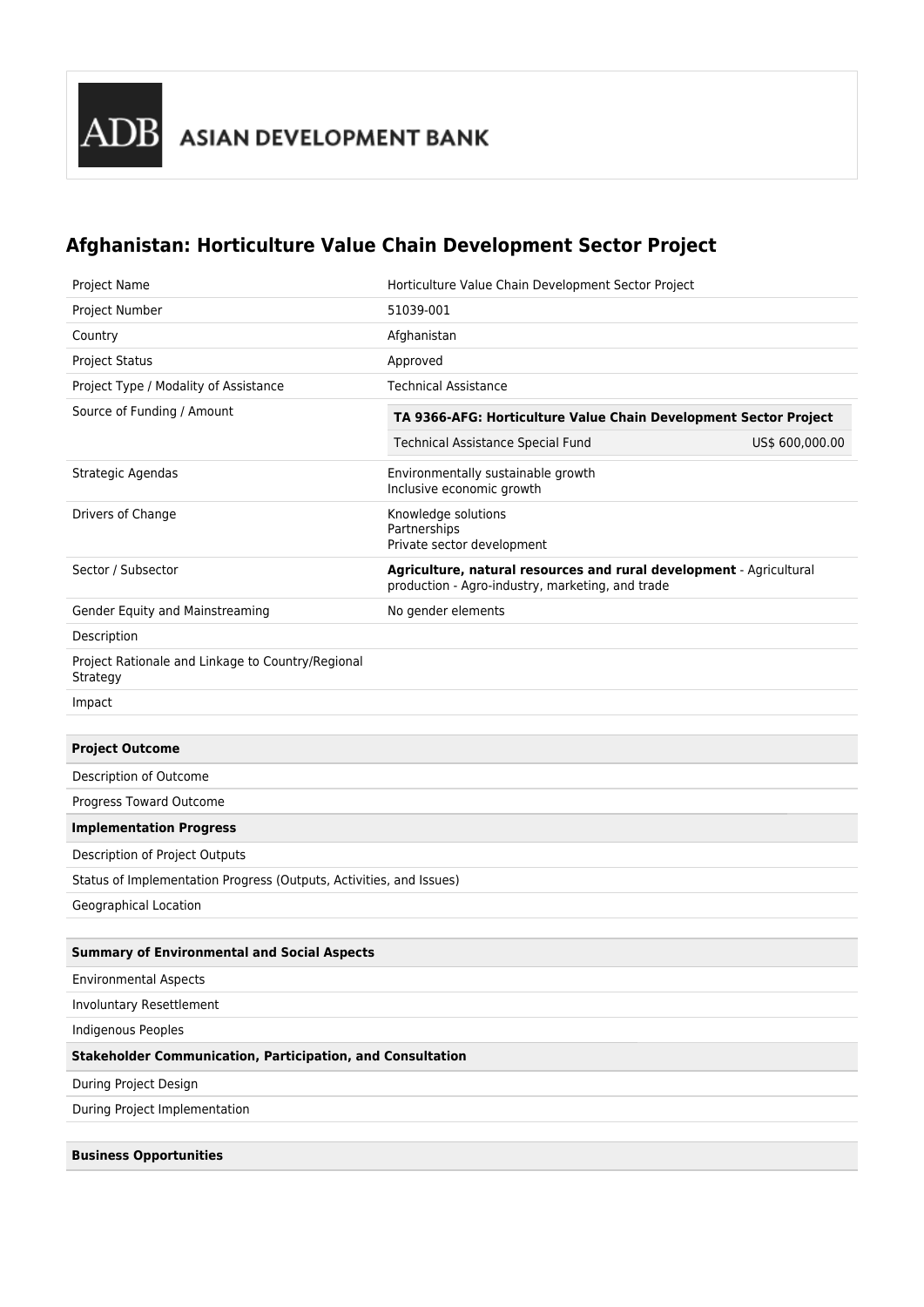ADB ASIAN DEVELOPMENT BANK

# Afghanistan: Horticulture Value Chain Development Sector Project

| | |
|---|---|
| Project Name | Horticulture Value Chain Development Sector Project |
| Project Number | 51039-001 |
| Country | Afghanistan |
| Project Status | Approved |
| Project Type / Modality of Assistance | Technical Assistance |
| Source of Funding / Amount | **TA 9366-AFG: Horticulture Value Chain Development Sector Project**<br>Technical Assistance Special Fund — US$ 600,000.00 |
| Strategic Agendas | Environmentally sustainable growth<br>Inclusive economic growth |
| Drivers of Change | Knowledge solutions<br>Partnerships<br>Private sector development |
| Sector / Subsector | **Agriculture, natural resources and rural development** - Agricultural production - Agro-industry, marketing, and trade |
| Gender Equity and Mainstreaming | No gender elements |
| Description | |
| Project Rationale and Linkage to Country/Regional Strategy | |
| Impact | |

**Project Outcome**

Description of Outcome

Progress Toward Outcome

**Implementation Progress**

Description of Project Outputs

Status of Implementation Progress (Outputs, Activities, and Issues)

Geographical Location

**Summary of Environmental and Social Aspects**

Environmental Aspects

Involuntary Resettlement

Indigenous Peoples

**Stakeholder Communication, Participation, and Consultation**

During Project Design

During Project Implementation

**Business Opportunities**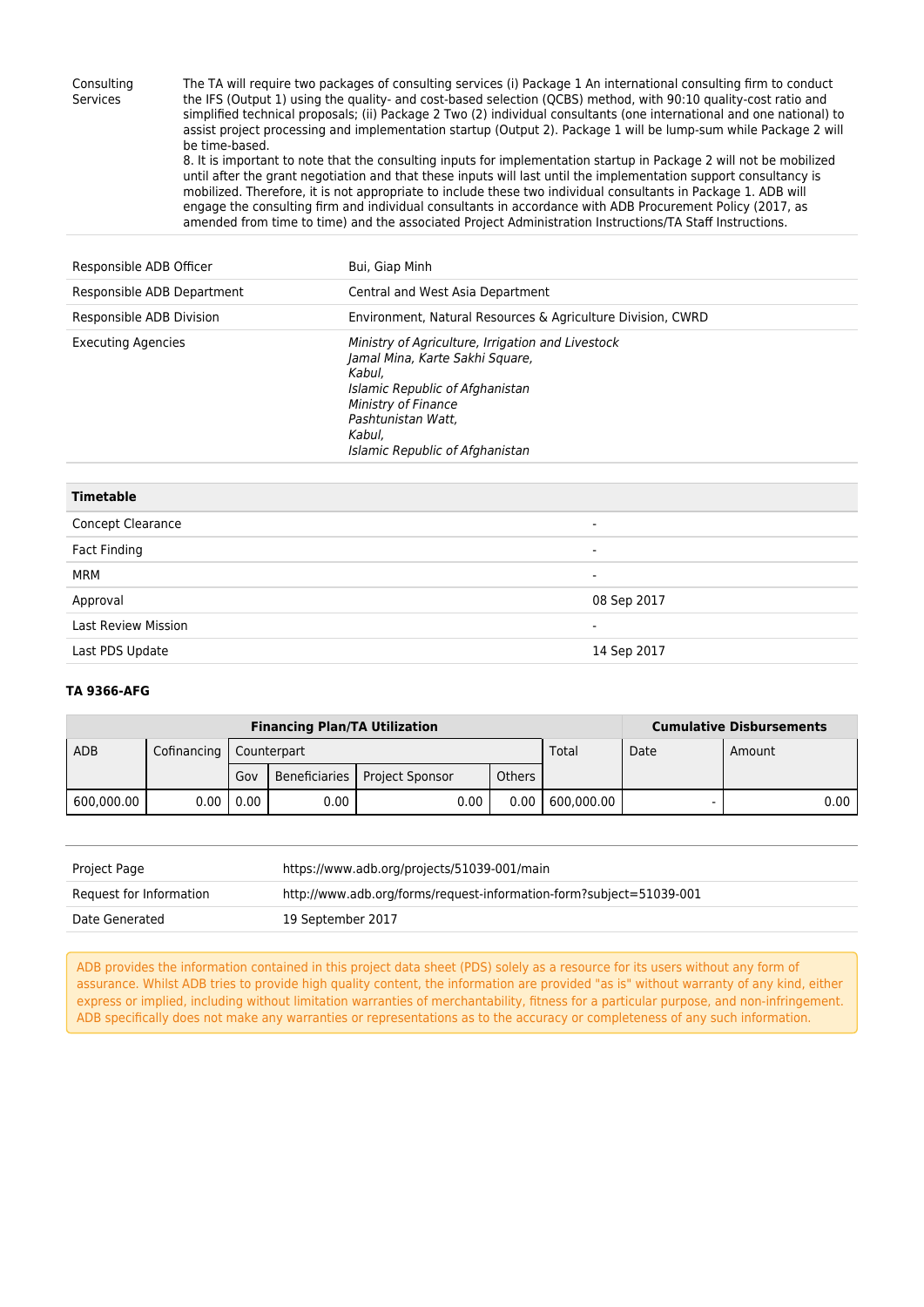| | |
|---|---|
| Consulting Services | The TA will require two packages of consulting services (i) Package 1 An international consulting firm to conduct the IFS (Output 1) using the quality- and cost-based selection (QCBS) method, with 90:10 quality-cost ratio and simplified technical proposals; (ii) Package 2 Two (2) individual consultants (one international and one national) to assist project processing and implementation startup (Output 2). Package 1 will be lump-sum while Package 2 will be time-based.<br>8. It is important to note that the consulting inputs for implementation startup in Package 2 will not be mobilized until after the grant negotiation and that these inputs will last until the implementation support consultancy is mobilized. Therefore, it is not appropriate to include these two individual consultants in Package 1. ADB will engage the consulting firm and individual consultants in accordance with ADB Procurement Policy (2017, as amended from time to time) and the associated Project Administration Instructions/TA Staff Instructions. |

| | |
|---|---|
| Responsible ADB Officer | Bui, Giap Minh |
| Responsible ADB Department | Central and West Asia Department |
| Responsible ADB Division | Environment, Natural Resources & Agriculture Division, CWRD |
| Executing Agencies | *Ministry of Agriculture, Irrigation and Livestock*<br>*Jamal Mina, Karte Sakhi Square,*<br>*Kabul,*<br>*Islamic Republic of Afghanistan*<br>*Ministry of Finance*<br>*Pashtunistan Watt,*<br>*Kabul,*<br>*Islamic Republic of Afghanistan* |

| **Timetable** | |
|---|---|
| Concept Clearance | - |
| Fact Finding | - |
| MRM | - |
| Approval | 08 Sep 2017 |
| Last Review Mission | - |
| Last PDS Update | 14 Sep 2017 |

**TA 9366-AFG**

| Financing Plan/TA Utilization | | | | | | | Cumulative Disbursements | |
|---|---|---|---|---|---|---|---|---|
| ADB | Cofinancing | Counterpart | | | | Total | Date | Amount |
| | | Gov | Beneficiaries | Project Sponsor | Others | | | |
| 600,000.00 | 0.00 | 0.00 | 0.00 | 0.00 | 0.00 | 600,000.00 | - | 0.00 |

| | |
|---|---|
| Project Page | https://www.adb.org/projects/51039-001/main |
| Request for Information | http://www.adb.org/forms/request-information-form?subject=51039-001 |
| Date Generated | 19 September 2017 |

ADB provides the information contained in this project data sheet (PDS) solely as a resource for its users without any form of assurance. Whilst ADB tries to provide high quality content, the information are provided "as is" without warranty of any kind, either express or implied, including without limitation warranties of merchantability, fitness for a particular purpose, and non-infringement. ADB specifically does not make any warranties or representations as to the accuracy or completeness of any such information.